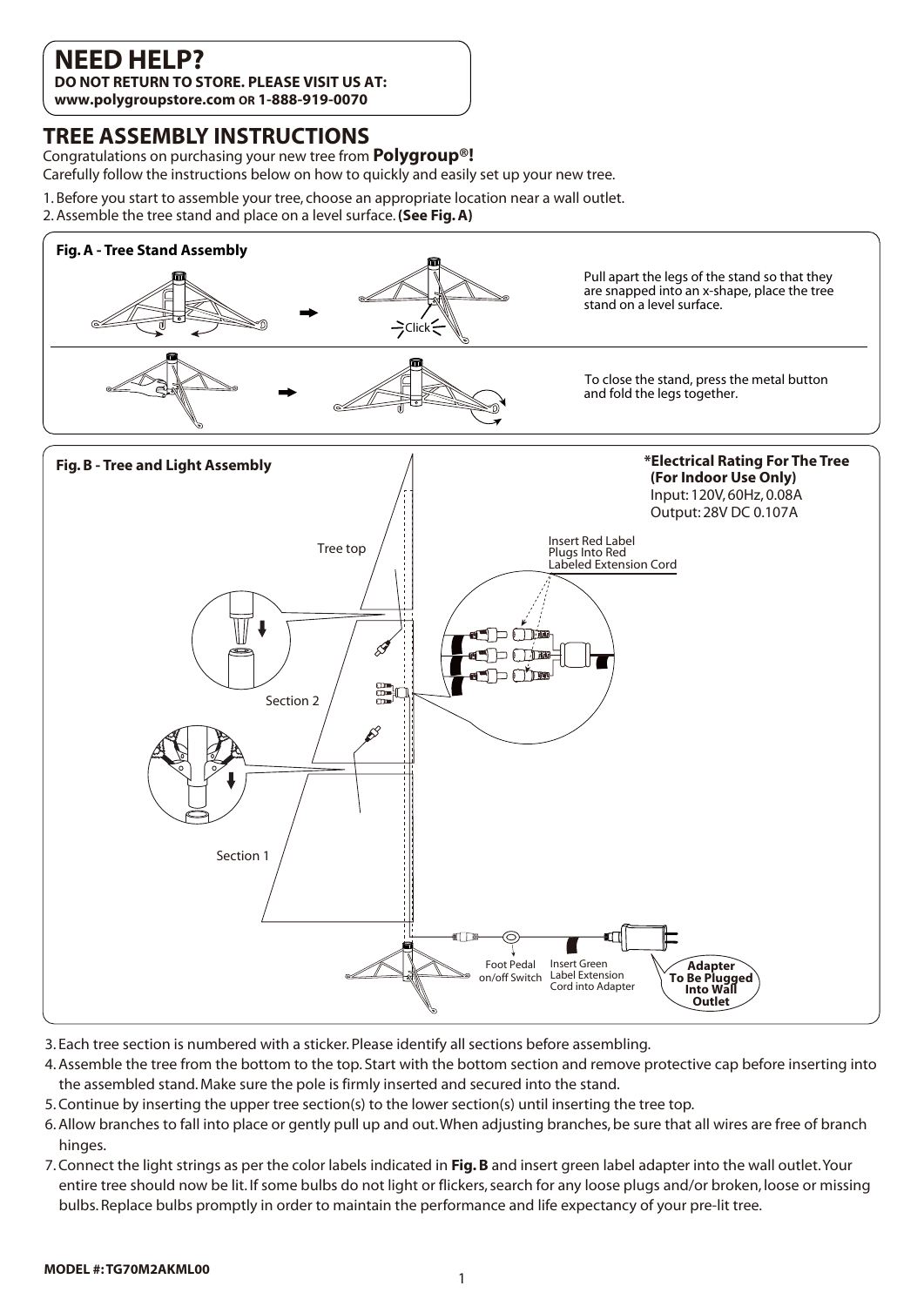## NEED HELP?

**DO NOT RETURN TO STORE. PLEASE VISIT US AT:**
**www.polygroupstore.com OR 1-888-919-0070**

# TREE ASSEMBLY INSTRUCTIONS

Congratulations on purchasing your new tree from **Polygroup®!**
Carefully follow the instructions below on how to quickly and easily set up your new tree.

1. Before you start to assemble your tree, choose an appropriate location near a wall outlet.
2. Assemble the tree stand and place on a level surface. **(See Fig. A)**

**Fig. A - Tree Stand Assembly**

Click

Pull apart the legs of the stand so that they are snapped into an x-shape, place the tree stand on a level surface.

To close the stand, press the metal button and fold the legs together.

**Fig. B - Tree and Light Assembly**

***Electrical Rating For The Tree (For Indoor Use Only)**
Input: 120V, 60Hz, 0.08A
Output: 28V DC 0.107A

Tree top

Insert Red Label Plugs Into Red Labeled Extension Cord

Section 2

Section 1

Foot Pedal on/off Switch

Insert Green Label Extension Cord into Adapter

**Adapter To Be Plugged Into Wall Outlet**

3. Each tree section is numbered with a sticker. Please identify all sections before assembling.
4. Assemble the tree from the bottom to the top. Start with the bottom section and remove protective cap before inserting into the assembled stand. Make sure the pole is firmly inserted and secured into the stand.
5. Continue by inserting the upper tree section(s) to the lower section(s) until inserting the tree top.
6. Allow branches to fall into place or gently pull up and out. When adjusting branches, be sure that all wires are free of branch hinges.
7. Connect the light strings as per the color labels indicated in **Fig. B** and insert green label adapter into the wall outlet. Your entire tree should now be lit. If some bulbs do not light or flickers, search for any loose plugs and/or broken, loose or missing bulbs. Replace bulbs promptly in order to maintain the performance and life expectancy of your pre-lit tree.

**MODEL #: TG70M2AKML00**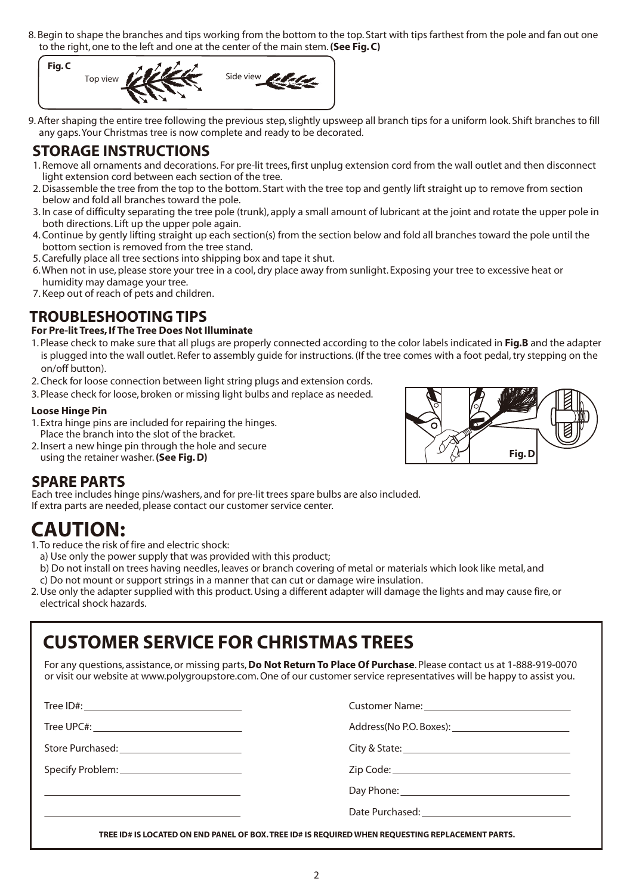8. Begin to shape the branches and tips working from the bottom to the top. Start with tips farthest from the pole and fan out one to the right, one to the left and one at the center of the main stem. **(See Fig. C)**

**Fig. C**

Top view

Side view

9. After shaping the entire tree following the previous step, slightly upsweep all branch tips for a uniform look. Shift branches to fill any gaps. Your Christmas tree is now complete and ready to be decorated.

## STORAGE INSTRUCTIONS

1. Remove all ornaments and decorations. For pre-lit trees, first unplug extension cord from the wall outlet and then disconnect light extension cord between each section of the tree.
2. Disassemble the tree from the top to the bottom. Start with the tree top and gently lift straight up to remove from section below and fold all branches toward the pole.
3. In case of difficulty separating the tree pole (trunk), apply a small amount of lubricant at the joint and rotate the upper pole in both directions. Lift up the upper pole again.
4. Continue by gently lifting straight up each section(s) from the section below and fold all branches toward the pole until the bottom section is removed from the tree stand.
5. Carefully place all tree sections into shipping box and tape it shut.
6. When not in use, please store your tree in a cool, dry place away from sunlight. Exposing your tree to excessive heat or humidity may damage your tree.
7. Keep out of reach of pets and children.

## TROUBLESHOOTING TIPS

**For Pre-lit Trees, If The Tree Does Not Illuminate**

1. Please check to make sure that all plugs are properly connected according to the color labels indicated in **Fig.B** and the adapter is plugged into the wall outlet. Refer to assembly guide for instructions. (If the tree comes with a foot pedal, try stepping on the on/off button).
2. Check for loose connection between light string plugs and extension cords.
3. Please check for loose, broken or missing light bulbs and replace as needed.

**Loose Hinge Pin**

1. Extra hinge pins are included for repairing the hinges. Place the branch into the slot of the bracket.
2. Insert a new hinge pin through the hole and secure using the retainer washer. **(See Fig. D)**

**Fig. D**

## SPARE PARTS

Each tree includes hinge pins/washers, and for pre-lit trees spare bulbs are also included.
If extra parts are needed, please contact our customer service center.

# CAUTION:

1. To reduce the risk of fire and electric shock:
   a) Use only the power supply that was provided with this product;
   b) Do not install on trees having needles, leaves or branch covering of metal or materials which look like metal, and
   c) Do not mount or support strings in a manner that can cut or damage wire insulation.
2. Use only the adapter supplied with this product. Using a different adapter will damage the lights and may cause fire, or electrical shock hazards.

## CUSTOMER SERVICE FOR CHRISTMAS TREES

For any questions, assistance, or missing parts, **Do Not Return To Place Of Purchase**. Please contact us at 1-888-919-0070 or visit our website at www.polygroupstore.com. One of our customer service representatives will be happy to assist you.

Tree ID#: \_\_\_\_\_\_\_\_\_\_\_\_\_\_\_\_\_\_\_\_

Tree UPC#: \_\_\_\_\_\_\_\_\_\_\_\_\_\_\_\_\_\_\_\_

Store Purchased: \_\_\_\_\_\_\_\_\_\_\_\_\_\_\_\_\_\_\_\_

Specify Problem: \_\_\_\_\_\_\_\_\_\_\_\_\_\_\_\_\_\_\_\_

\_\_\_\_\_\_\_\_\_\_\_\_\_\_\_\_\_\_\_\_\_\_\_\_\_\_\_\_

\_\_\_\_\_\_\_\_\_\_\_\_\_\_\_\_\_\_\_\_\_\_\_\_\_\_\_\_

Customer Name: \_\_\_\_\_\_\_\_\_\_\_\_\_\_\_\_\_\_\_\_

Address(No P.O. Boxes): \_\_\_\_\_\_\_\_\_\_\_\_\_\_\_\_\_\_\_\_

City & State: \_\_\_\_\_\_\_\_\_\_\_\_\_\_\_\_\_\_\_\_

Zip Code: \_\_\_\_\_\_\_\_\_\_\_\_\_\_\_\_\_\_\_\_

Day Phone: \_\_\_\_\_\_\_\_\_\_\_\_\_\_\_\_\_\_\_\_

Date Purchased: \_\_\_\_\_\_\_\_\_\_\_\_\_\_\_\_\_\_\_\_

**TREE ID# IS LOCATED ON END PANEL OF BOX. TREE ID# IS REQUIRED WHEN REQUESTING REPLACEMENT PARTS.**